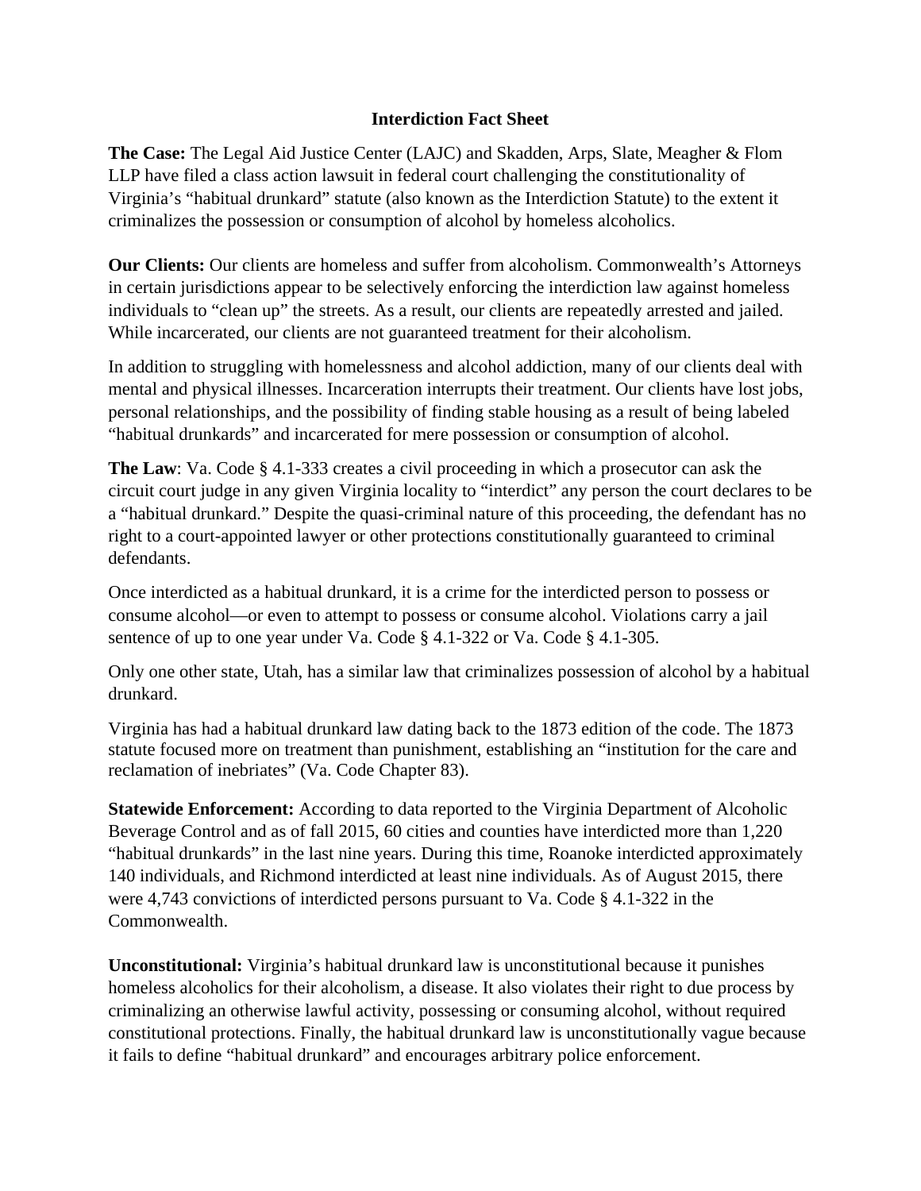# Interdiction Fact Sheet

**The Case:** The Legal Aid Justice Center (LAJC) and Skadden, Arps, Slate, Meagher & Flom LLP have filed a class action lawsuit in federal court challenging the constitutionality of Virginia's "habitual drunkard" statute (also known as the Interdiction Statute) to the extent it criminalizes the possession or consumption of alcohol by homeless alcoholics.

**Our Clients:** Our clients are homeless and suffer from alcoholism. Commonwealth's Attorneys in certain jurisdictions appear to be selectively enforcing the interdiction law against homeless individuals to "clean up" the streets. As a result, our clients are repeatedly arrested and jailed. While incarcerated, our clients are not guaranteed treatment for their alcoholism.

In addition to struggling with homelessness and alcohol addiction, many of our clients deal with mental and physical illnesses. Incarceration interrupts their treatment. Our clients have lost jobs, personal relationships, and the possibility of finding stable housing as a result of being labeled "habitual drunkards" and incarcerated for mere possession or consumption of alcohol.

**The Law**: Va. Code § 4.1-333 creates a civil proceeding in which a prosecutor can ask the circuit court judge in any given Virginia locality to "interdict" any person the court declares to be a "habitual drunkard." Despite the quasi-criminal nature of this proceeding, the defendant has no right to a court-appointed lawyer or other protections constitutionally guaranteed to criminal defendants.

Once interdicted as a habitual drunkard, it is a crime for the interdicted person to possess or consume alcohol—or even to attempt to possess or consume alcohol. Violations carry a jail sentence of up to one year under Va. Code § 4.1-322 or Va. Code § 4.1-305.

Only one other state, Utah, has a similar law that criminalizes possession of alcohol by a habitual drunkard.

Virginia has had a habitual drunkard law dating back to the 1873 edition of the code. The 1873 statute focused more on treatment than punishment, establishing an "institution for the care and reclamation of inebriates" (Va. Code Chapter 83).

**Statewide Enforcement:** According to data reported to the Virginia Department of Alcoholic Beverage Control and as of fall 2015, 60 cities and counties have interdicted more than 1,220 "habitual drunkards" in the last nine years. During this time, Roanoke interdicted approximately 140 individuals, and Richmond interdicted at least nine individuals. As of August 2015, there were 4,743 convictions of interdicted persons pursuant to Va. Code § 4.1-322 in the Commonwealth.

**Unconstitutional:** Virginia's habitual drunkard law is unconstitutional because it punishes homeless alcoholics for their alcoholism, a disease. It also violates their right to due process by criminalizing an otherwise lawful activity, possessing or consuming alcohol, without required constitutional protections. Finally, the habitual drunkard law is unconstitutionally vague because it fails to define "habitual drunkard" and encourages arbitrary police enforcement.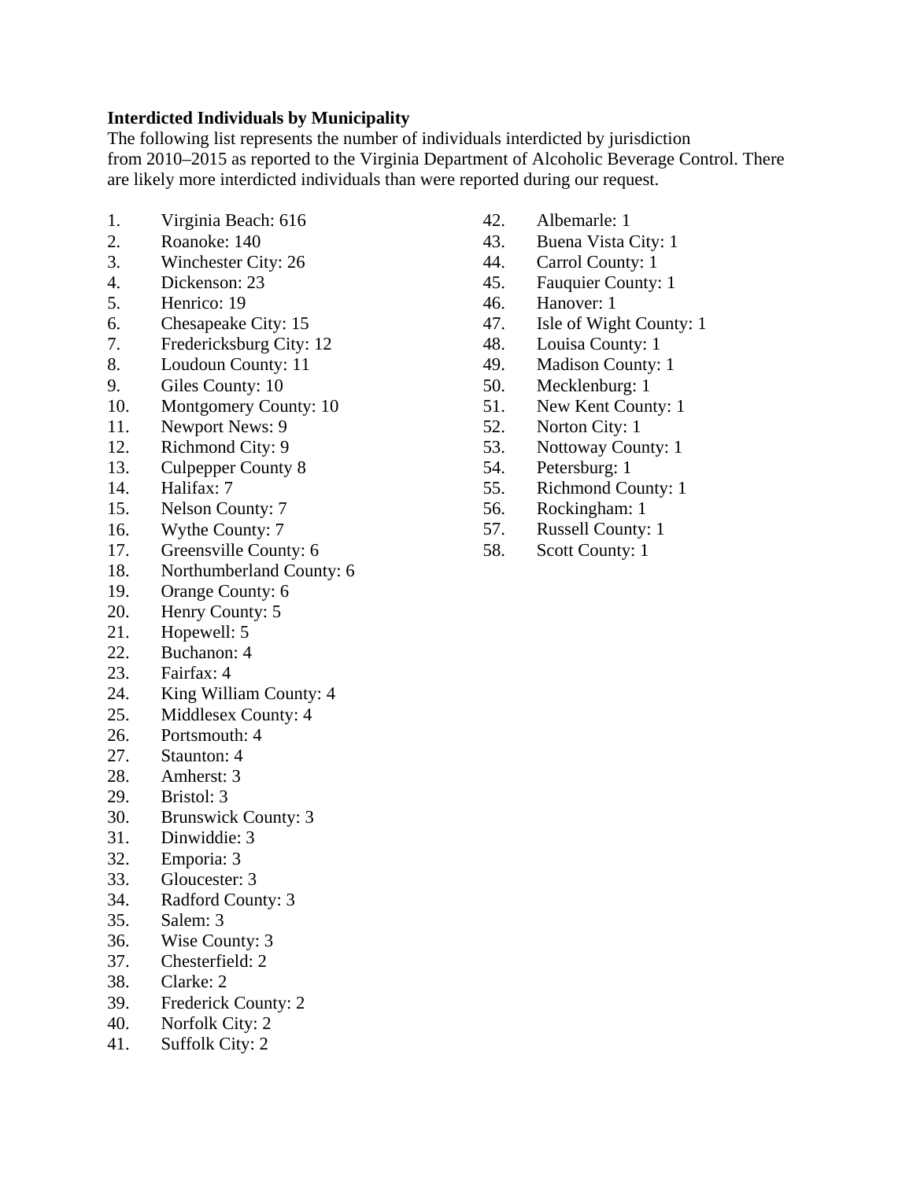**Interdicted Individuals by Municipality**

The following list represents the number of individuals interdicted by jurisdiction from 2010–2015 as reported to the Virginia Department of Alcoholic Beverage Control. There are likely more interdicted individuals than were reported during our request.

1. Virginia Beach: 616
2. Roanoke: 140
3. Winchester City: 26
4. Dickenson: 23
5. Henrico: 19
6. Chesapeake City: 15
7. Fredericksburg City: 12
8. Loudoun County: 11
9. Giles County: 10
10. Montgomery County: 10
11. Newport News: 9
12. Richmond City: 9
13. Culpepper County 8
14. Halifax: 7
15. Nelson County: 7
16. Wythe County: 7
17. Greensville County: 6
18. Northumberland County: 6
19. Orange County: 6
20. Henry County: 5
21. Hopewell: 5
22. Buchanon: 4
23. Fairfax: 4
24. King William County: 4
25. Middlesex County: 4
26. Portsmouth: 4
27. Staunton: 4
28. Amherst: 3
29. Bristol: 3
30. Brunswick County: 3
31. Dinwiddie: 3
32. Emporia: 3
33. Gloucester: 3
34. Radford County: 3
35. Salem: 3
36. Wise County: 3
37. Chesterfield: 2
38. Clarke: 2
39. Frederick County: 2
40. Norfolk City: 2
41. Suffolk City: 2
42. Albemarle: 1
43. Buena Vista City: 1
44. Carrol County: 1
45. Fauquier County: 1
46. Hanover: 1
47. Isle of Wight County: 1
48. Louisa County: 1
49. Madison County: 1
50. Mecklenburg: 1
51. New Kent County: 1
52. Norton City: 1
53. Nottoway County: 1
54. Petersburg: 1
55. Richmond County: 1
56. Rockingham: 1
57. Russell County: 1
58. Scott County: 1